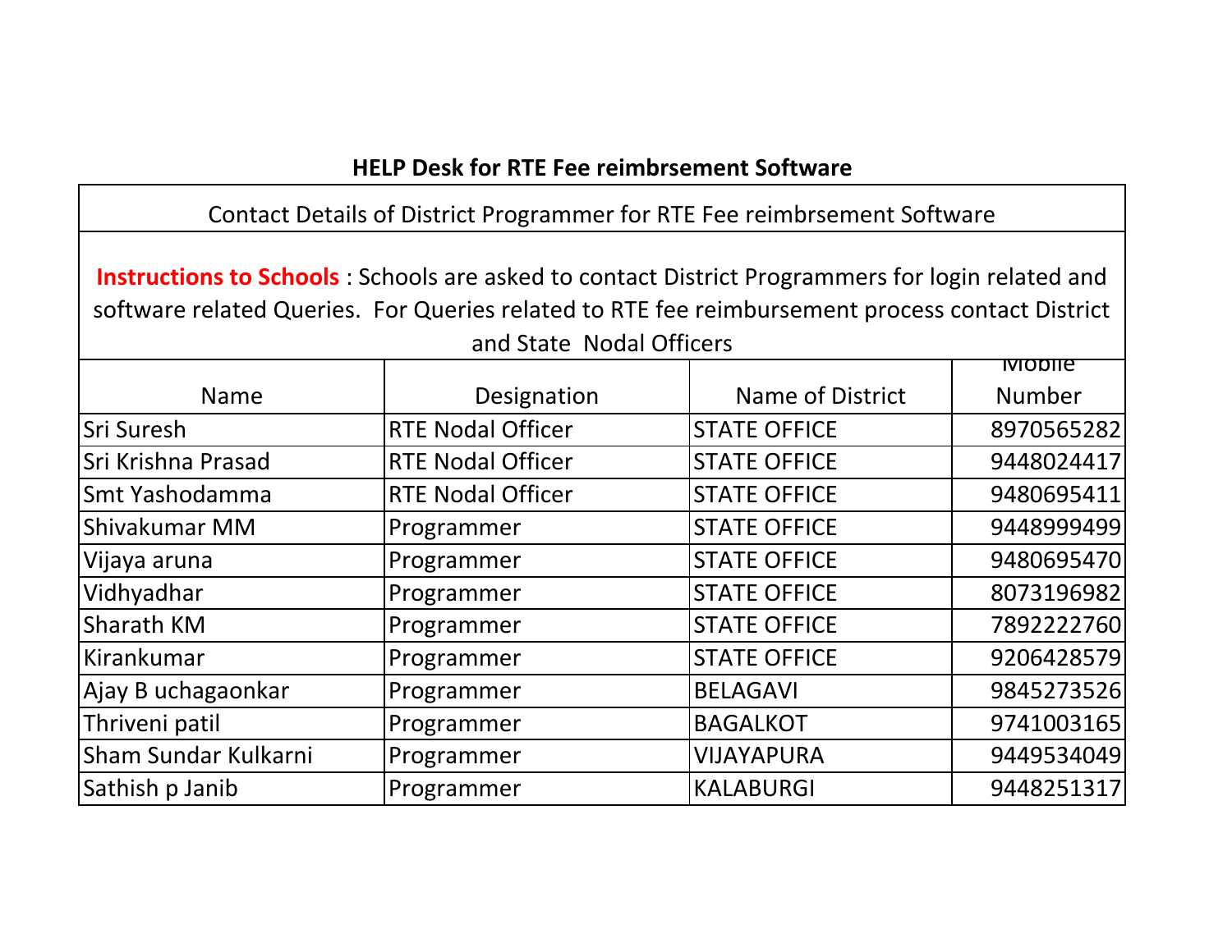## HELP Desk for RTE Fee reimbrsement Software

Contact Details of District Programmer for RTE Fee reimbrsement Software

**Instructions to Schools** : Schools are asked to contact District Programmers for login related and software related Queries. For Queries related to RTE fee reimbursement process contact District and State Nodal Officers

| Name | Designation | Name of District | Mobile Number |
|---|---|---|---|
| Sri Suresh | RTE Nodal Officer | STATE OFFICE | 8970565282 |
| Sri Krishna Prasad | RTE Nodal Officer | STATE OFFICE | 9448024417 |
| Smt Yashodamma | RTE Nodal Officer | STATE OFFICE | 9480695411 |
| Shivakumar MM | Programmer | STATE OFFICE | 9448999499 |
| Vijaya aruna | Programmer | STATE OFFICE | 9480695470 |
| Vidhyadhar | Programmer | STATE OFFICE | 8073196982 |
| Sharath KM | Programmer | STATE OFFICE | 7892222760 |
| Kirankumar | Programmer | STATE OFFICE | 9206428579 |
| Ajay B uchagaonkar | Programmer | BELAGAVI | 9845273526 |
| Thriveni patil | Programmer | BAGALKOT | 9741003165 |
| Sham Sundar Kulkarni | Programmer | VIJAYAPURA | 9449534049 |
| Sathish p Janib | Programmer | KALABURGI | 9448251317 |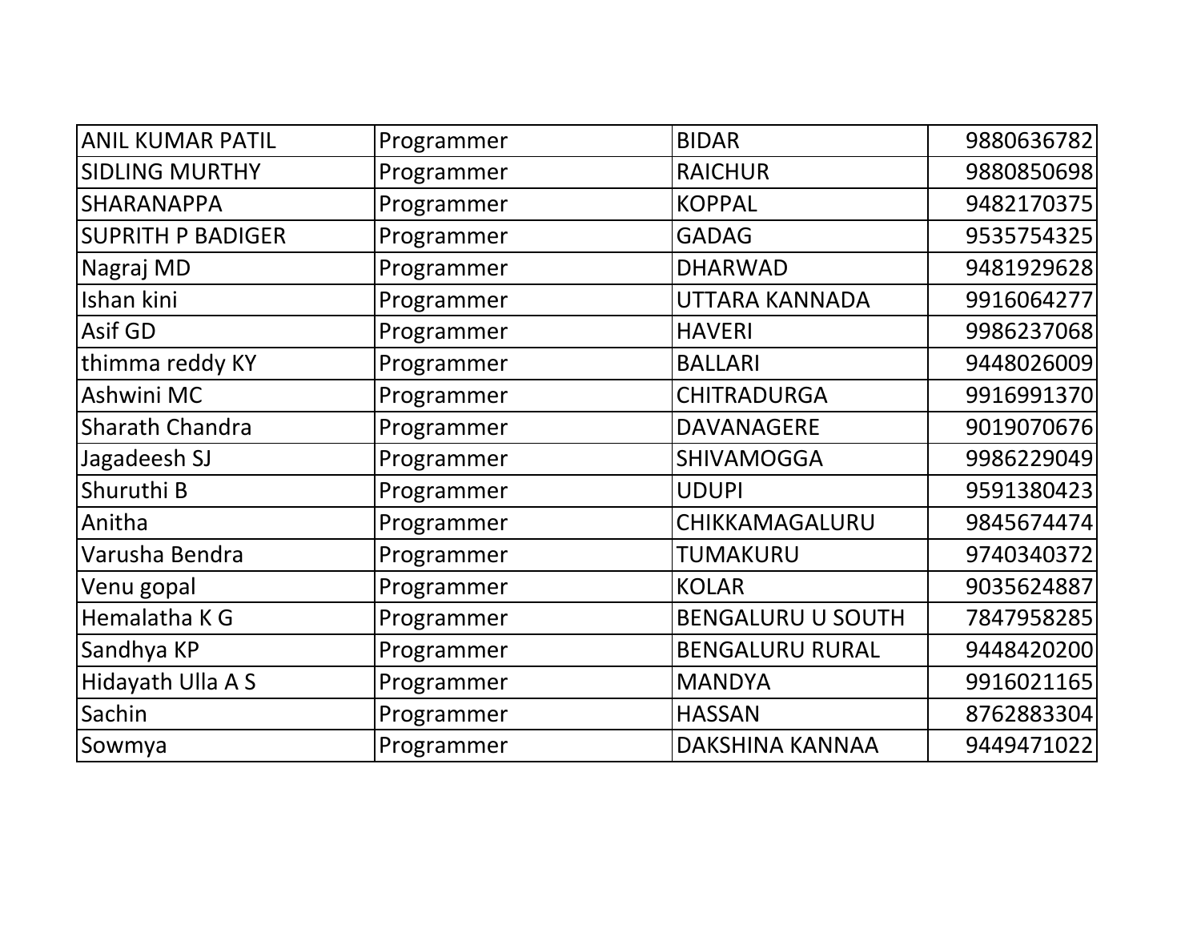| | | | |
|---|---|---|---|
| ANIL KUMAR PATIL | Programmer | BIDAR | 9880636782 |
| SIDLING MURTHY | Programmer | RAICHUR | 9880850698 |
| SHARANAPPA | Programmer | KOPPAL | 9482170375 |
| SUPRITH P BADIGER | Programmer | GADAG | 9535754325 |
| Nagraj MD | Programmer | DHARWAD | 9481929628 |
| Ishan kini | Programmer | UTTARA KANNADA | 9916064277 |
| Asif GD | Programmer | HAVERI | 9986237068 |
| thimma reddy KY | Programmer | BALLARI | 9448026009 |
| Ashwini MC | Programmer | CHITRADURGA | 9916991370 |
| Sharath Chandra | Programmer | DAVANAGERE | 9019070676 |
| Jagadeesh SJ | Programmer | SHIVAMOGGA | 9986229049 |
| Shuruthi B | Programmer | UDUPI | 9591380423 |
| Anitha | Programmer | CHIKKAMAGALURU | 9845674474 |
| Varusha Bendra | Programmer | TUMAKURU | 9740340372 |
| Venu gopal | Programmer | KOLAR | 9035624887 |
| Hemalatha K G | Programmer | BENGALURU U SOUTH | 7847958285 |
| Sandhya KP | Programmer | BENGALURU RURAL | 9448420200 |
| Hidayath Ulla A S | Programmer | MANDYA | 9916021165 |
| Sachin | Programmer | HASSAN | 8762883304 |
| Sowmya | Programmer | DAKSHINA KANNAA | 9449471022 |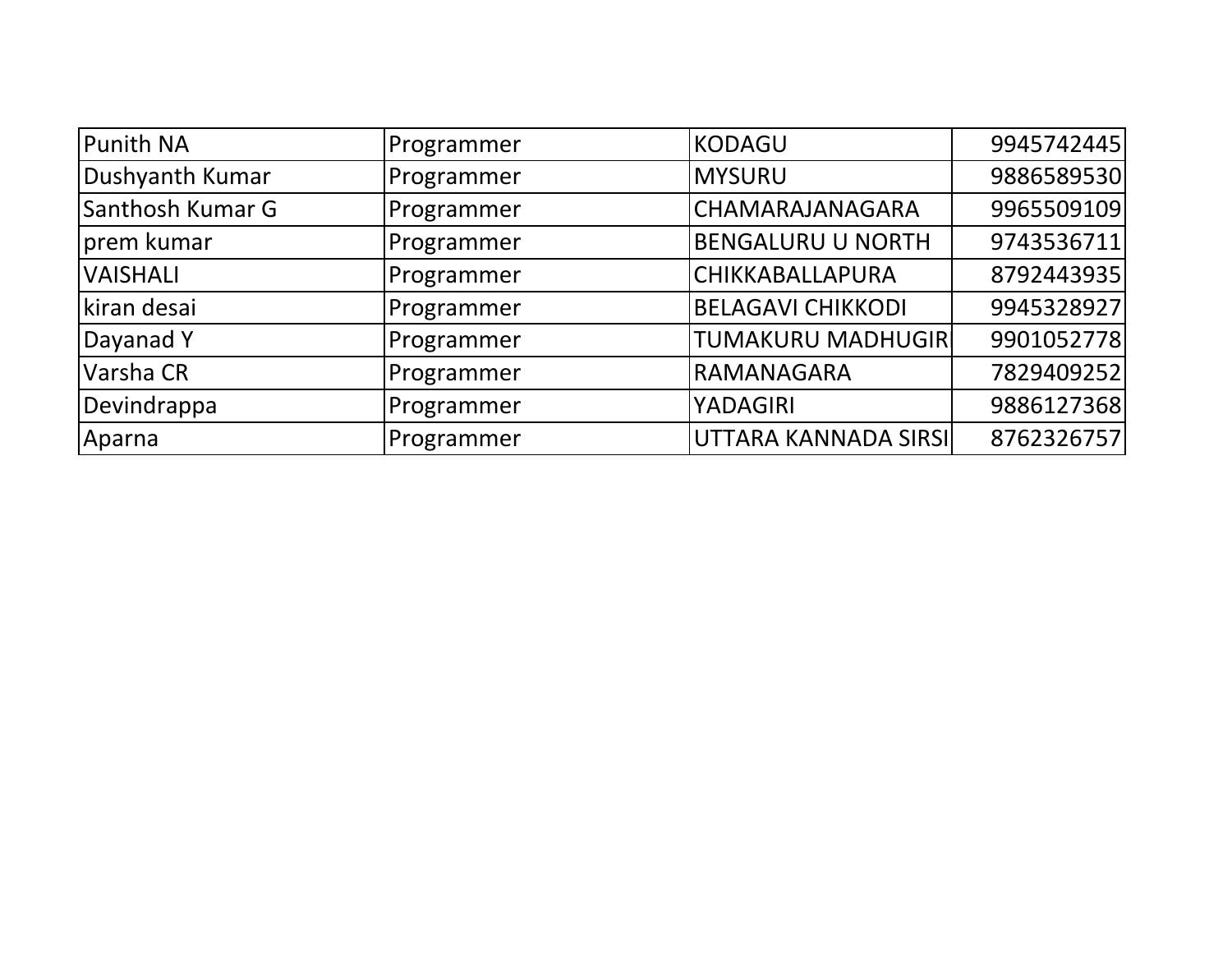| | | | |
|---|---|---|---|
| Punith NA | Programmer | KODAGU | 9945742445 |
| Dushyanth Kumar | Programmer | MYSURU | 9886589530 |
| Santhosh Kumar G | Programmer | CHAMARAJANAGARA | 9965509109 |
| prem kumar | Programmer | BENGALURU U NORTH | 9743536711 |
| VAISHALI | Programmer | CHIKKABALLAPURA | 8792443935 |
| kiran desai | Programmer | BELAGAVI CHIKKODI | 9945328927 |
| Dayanad Y | Programmer | TUMAKURU MADHUGIR | 9901052778 |
| Varsha CR | Programmer | RAMANAGARA | 7829409252 |
| Devindrappa | Programmer | YADAGIRI | 9886127368 |
| Aparna | Programmer | UTTARA KANNADA SIRSI | 8762326757 |